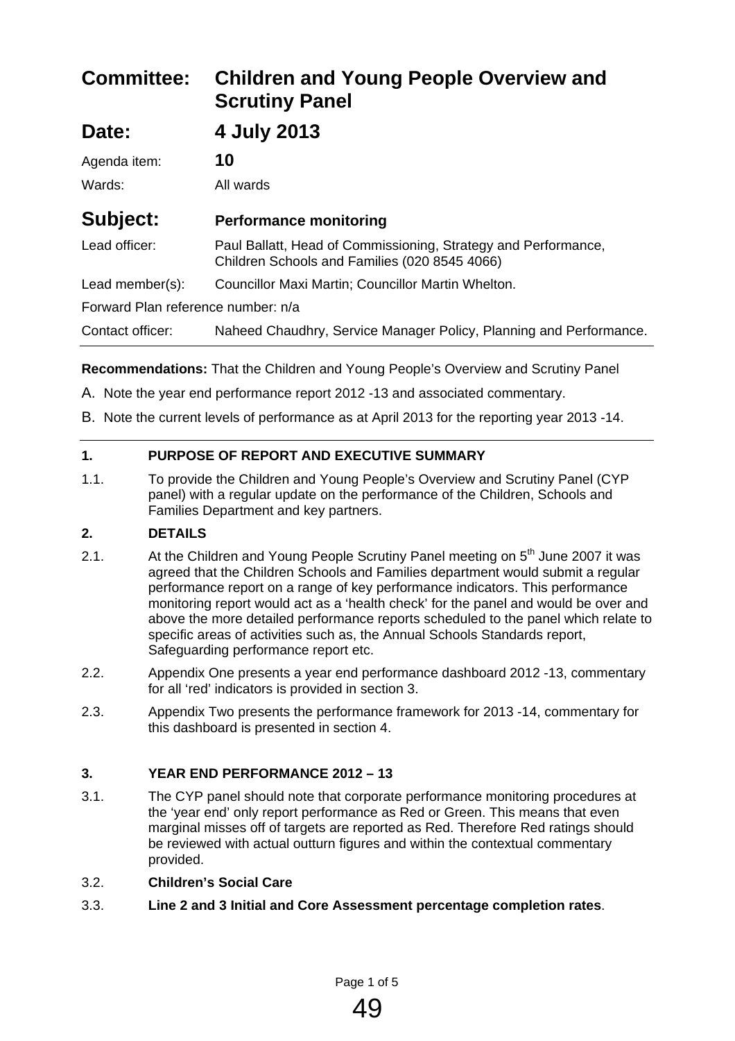| | |
|---|---|
| **Committee:** | **Children and Young People Overview and Scrutiny Panel** |
| **Date:** | **4 July 2013** |
| Agenda item: | **10** |
| Wards: | All wards |
| **Subject:** | **Performance monitoring** |
| Lead officer: | Paul Ballatt, Head of Commissioning, Strategy and Performance, Children Schools and Families (020 8545 4066) |
| Lead member(s): | Councillor Maxi Martin; Councillor Martin Whelton. |
| Forward Plan reference number: n/a | |
| Contact officer: | Naheed Chaudhry, Service Manager Policy, Planning and Performance. |

**Recommendations:** That the Children and Young People's Overview and Scrutiny Panel

A. Note the year end performance report 2012 -13 and associated commentary.

B. Note the current levels of performance as at April 2013 for the reporting year 2013 -14.

## 1. PURPOSE OF REPORT AND EXECUTIVE SUMMARY

1.1. To provide the Children and Young People's Overview and Scrutiny Panel (CYP panel) with a regular update on the performance of the Children, Schools and Families Department and key partners.

## 2. DETAILS

2.1. At the Children and Young People Scrutiny Panel meeting on 5th June 2007 it was agreed that the Children Schools and Families department would submit a regular performance report on a range of key performance indicators. This performance monitoring report would act as a 'health check' for the panel and would be over and above the more detailed performance reports scheduled to the panel which relate to specific areas of activities such as, the Annual Schools Standards report, Safeguarding performance report etc.

2.2. Appendix One presents a year end performance dashboard 2012 -13, commentary for all 'red' indicators is provided in section 3.

2.3. Appendix Two presents the performance framework for 2013 -14, commentary for this dashboard is presented in section 4.

## 3. YEAR END PERFORMANCE 2012 – 13

3.1. The CYP panel should note that corporate performance monitoring procedures at the 'year end' only report performance as Red or Green. This means that even marginal misses off of targets are reported as Red. Therefore Red ratings should be reviewed with actual outturn figures and within the contextual commentary provided.

3.2. **Children's Social Care**

3.3. **Line 2 and 3 Initial and Core Assessment percentage completion rates**.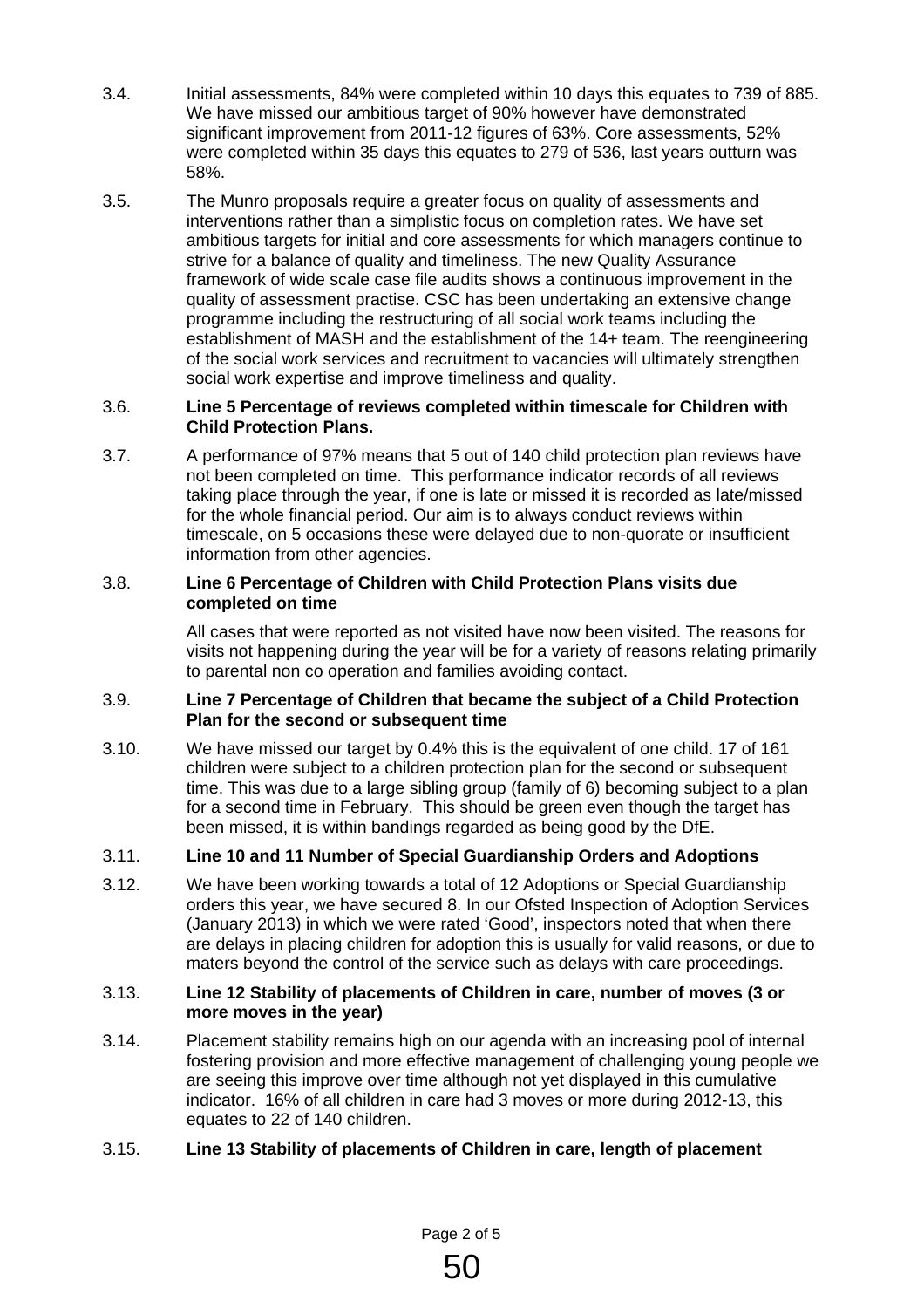3.4. Initial assessments, 84% were completed within 10 days this equates to 739 of 885. We have missed our ambitious target of 90% however have demonstrated significant improvement from 2011-12 figures of 63%. Core assessments, 52% were completed within 35 days this equates to 279 of 536, last years outturn was 58%.

3.5. The Munro proposals require a greater focus on quality of assessments and interventions rather than a simplistic focus on completion rates. We have set ambitious targets for initial and core assessments for which managers continue to strive for a balance of quality and timeliness. The new Quality Assurance framework of wide scale case file audits shows a continuous improvement in the quality of assessment practise. CSC has been undertaking an extensive change programme including the restructuring of all social work teams including the establishment of MASH and the establishment of the 14+ team. The reengineering of the social work services and recruitment to vacancies will ultimately strengthen social work expertise and improve timeliness and quality.

3.6. **Line 5 Percentage of reviews completed within timescale for Children with Child Protection Plans.**

3.7. A performance of 97% means that 5 out of 140 child protection plan reviews have not been completed on time. This performance indicator records of all reviews taking place through the year, if one is late or missed it is recorded as late/missed for the whole financial period. Our aim is to always conduct reviews within timescale, on 5 occasions these were delayed due to non-quorate or insufficient information from other agencies.

3.8. **Line 6 Percentage of Children with Child Protection Plans visits due completed on time**

All cases that were reported as not visited have now been visited. The reasons for visits not happening during the year will be for a variety of reasons relating primarily to parental non co operation and families avoiding contact.

3.9. **Line 7 Percentage of Children that became the subject of a Child Protection Plan for the second or subsequent time**

3.10. We have missed our target by 0.4% this is the equivalent of one child. 17 of 161 children were subject to a children protection plan for the second or subsequent time. This was due to a large sibling group (family of 6) becoming subject to a plan for a second time in February. This should be green even though the target has been missed, it is within bandings regarded as being good by the DfE.

3.11. **Line 10 and 11 Number of Special Guardianship Orders and Adoptions**

3.12. We have been working towards a total of 12 Adoptions or Special Guardianship orders this year, we have secured 8. In our Ofsted Inspection of Adoption Services (January 2013) in which we were rated 'Good', inspectors noted that when there are delays in placing children for adoption this is usually for valid reasons, or due to maters beyond the control of the service such as delays with care proceedings.

3.13. **Line 12 Stability of placements of Children in care, number of moves (3 or more moves in the year)**

3.14. Placement stability remains high on our agenda with an increasing pool of internal fostering provision and more effective management of challenging young people we are seeing this improve over time although not yet displayed in this cumulative indicator. 16% of all children in care had 3 moves or more during 2012-13, this equates to 22 of 140 children.

3.15. **Line 13 Stability of placements of Children in care, length of placement**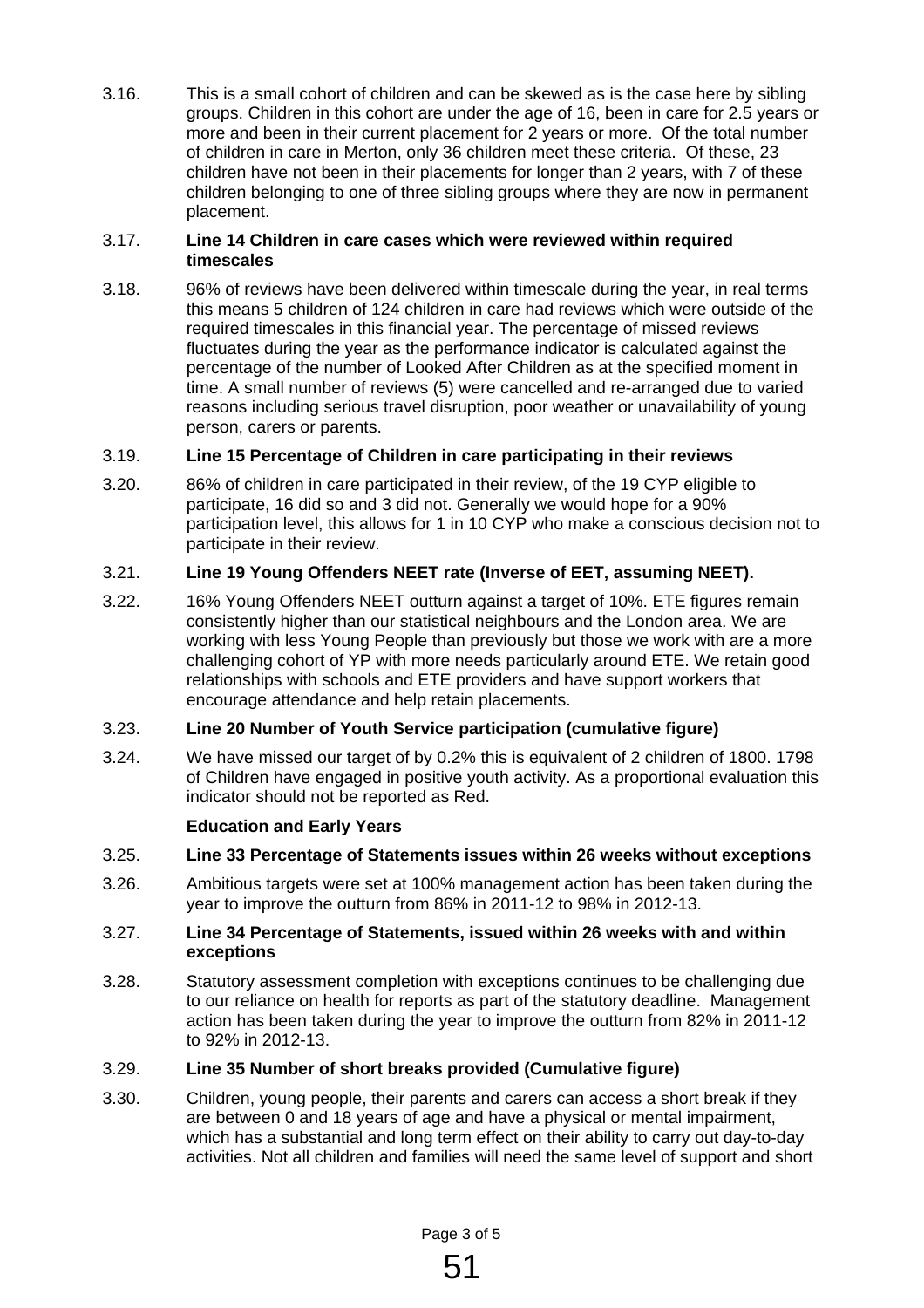3.16. This is a small cohort of children and can be skewed as is the case here by sibling groups. Children in this cohort are under the age of 16, been in care for 2.5 years or more and been in their current placement for 2 years or more. Of the total number of children in care in Merton, only 36 children meet these criteria. Of these, 23 children have not been in their placements for longer than 2 years, with 7 of these children belonging to one of three sibling groups where they are now in permanent placement.

3.17. **Line 14 Children in care cases which were reviewed within required timescales**

3.18. 96% of reviews have been delivered within timescale during the year, in real terms this means 5 children of 124 children in care had reviews which were outside of the required timescales in this financial year. The percentage of missed reviews fluctuates during the year as the performance indicator is calculated against the percentage of the number of Looked After Children as at the specified moment in time. A small number of reviews (5) were cancelled and re-arranged due to varied reasons including serious travel disruption, poor weather or unavailability of young person, carers or parents.

3.19. **Line 15 Percentage of Children in care participating in their reviews**

3.20. 86% of children in care participated in their review, of the 19 CYP eligible to participate, 16 did so and 3 did not. Generally we would hope for a 90% participation level, this allows for 1 in 10 CYP who make a conscious decision not to participate in their review.

3.21. **Line 19 Young Offenders NEET rate (Inverse of EET, assuming NEET).**

3.22. 16% Young Offenders NEET outturn against a target of 10%. ETE figures remain consistently higher than our statistical neighbours and the London area. We are working with less Young People than previously but those we work with are a more challenging cohort of YP with more needs particularly around ETE. We retain good relationships with schools and ETE providers and have support workers that encourage attendance and help retain placements.

3.23. **Line 20 Number of Youth Service participation (cumulative figure)**

3.24. We have missed our target of by 0.2% this is equivalent of 2 children of 1800. 1798 of Children have engaged in positive youth activity. As a proportional evaluation this indicator should not be reported as Red.

**Education and Early Years**

3.25. **Line 33 Percentage of Statements issues within 26 weeks without exceptions**

3.26. Ambitious targets were set at 100% management action has been taken during the year to improve the outturn from 86% in 2011-12 to 98% in 2012-13.

3.27. **Line 34 Percentage of Statements, issued within 26 weeks with and within exceptions**

3.28. Statutory assessment completion with exceptions continues to be challenging due to our reliance on health for reports as part of the statutory deadline. Management action has been taken during the year to improve the outturn from 82% in 2011-12 to 92% in 2012-13.

3.29. **Line 35 Number of short breaks provided (Cumulative figure)**

3.30. Children, young people, their parents and carers can access a short break if they are between 0 and 18 years of age and have a physical or mental impairment, which has a substantial and long term effect on their ability to carry out day-to-day activities. Not all children and families will need the same level of support and short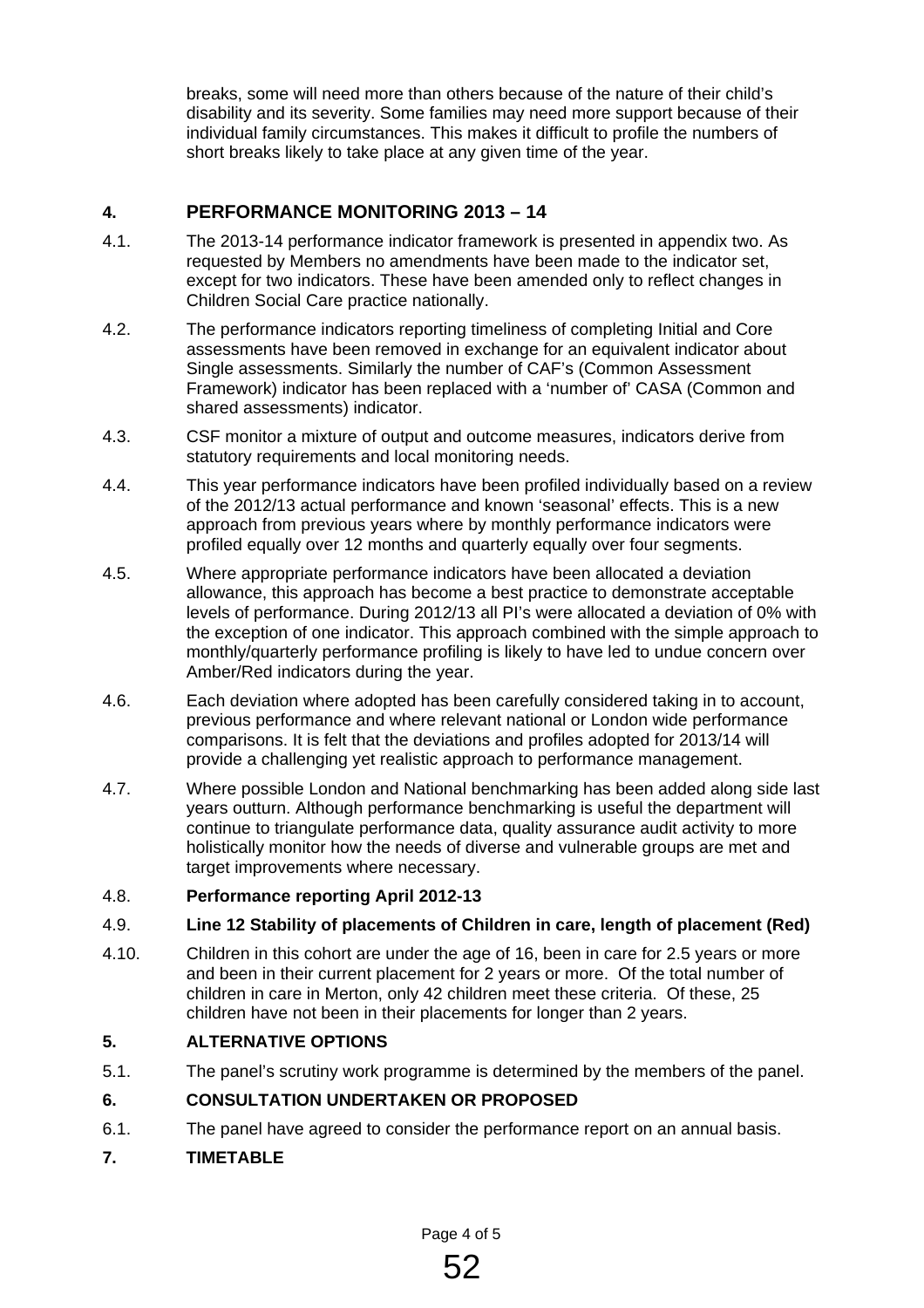breaks, some will need more than others because of the nature of their child's disability and its severity. Some families may need more support because of their individual family circumstances. This makes it difficult to profile the numbers of short breaks likely to take place at any given time of the year.

## 4. PERFORMANCE MONITORING 2013 – 14

4.1. The 2013-14 performance indicator framework is presented in appendix two. As requested by Members no amendments have been made to the indicator set, except for two indicators. These have been amended only to reflect changes in Children Social Care practice nationally.

4.2. The performance indicators reporting timeliness of completing Initial and Core assessments have been removed in exchange for an equivalent indicator about Single assessments. Similarly the number of CAF's (Common Assessment Framework) indicator has been replaced with a 'number of' CASA (Common and shared assessments) indicator.

4.3. CSF monitor a mixture of output and outcome measures, indicators derive from statutory requirements and local monitoring needs.

4.4. This year performance indicators have been profiled individually based on a review of the 2012/13 actual performance and known 'seasonal' effects. This is a new approach from previous years where by monthly performance indicators were profiled equally over 12 months and quarterly equally over four segments.

4.5. Where appropriate performance indicators have been allocated a deviation allowance, this approach has become a best practice to demonstrate acceptable levels of performance. During 2012/13 all PI's were allocated a deviation of 0% with the exception of one indicator. This approach combined with the simple approach to monthly/quarterly performance profiling is likely to have led to undue concern over Amber/Red indicators during the year.

4.6. Each deviation where adopted has been carefully considered taking in to account, previous performance and where relevant national or London wide performance comparisons. It is felt that the deviations and profiles adopted for 2013/14 will provide a challenging yet realistic approach to performance management.

4.7. Where possible London and National benchmarking has been added along side last years outturn. Although performance benchmarking is useful the department will continue to triangulate performance data, quality assurance audit activity to more holistically monitor how the needs of diverse and vulnerable groups are met and target improvements where necessary.

4.8. **Performance reporting April 2012-13**

4.9. **Line 12 Stability of placements of Children in care, length of placement (Red)**

4.10. Children in this cohort are under the age of 16, been in care for 2.5 years or more and been in their current placement for 2 years or more. Of the total number of children in care in Merton, only 42 children meet these criteria. Of these, 25 children have not been in their placements for longer than 2 years.

## 5. ALTERNATIVE OPTIONS

5.1. The panel's scrutiny work programme is determined by the members of the panel.

## 6. CONSULTATION UNDERTAKEN OR PROPOSED

6.1. The panel have agreed to consider the performance report on an annual basis.

## 7. TIMETABLE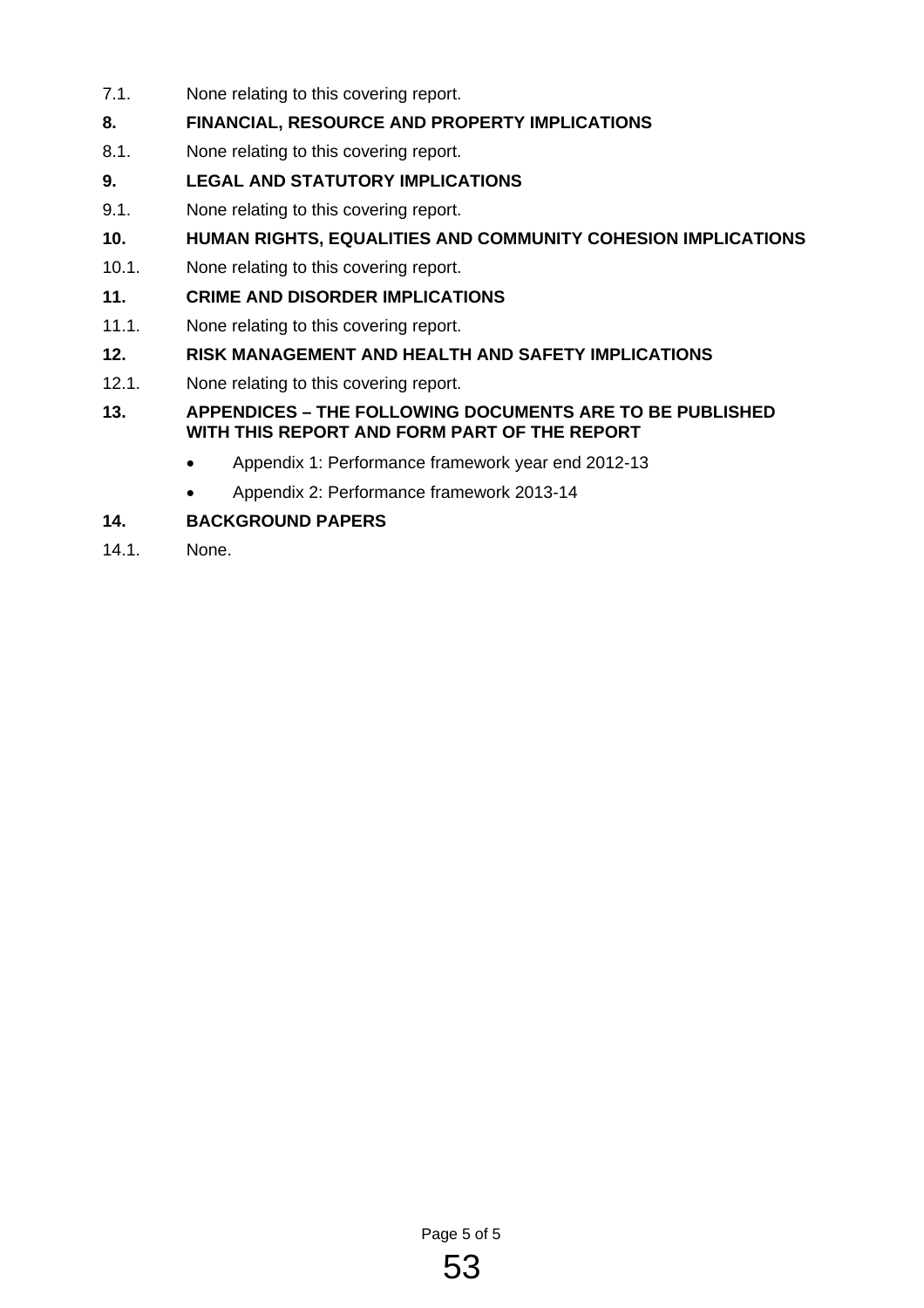7.1. None relating to this covering report.

## 8. FINANCIAL, RESOURCE AND PROPERTY IMPLICATIONS

8.1. None relating to this covering report.

## 9. LEGAL AND STATUTORY IMPLICATIONS

9.1. None relating to this covering report.

## 10. HUMAN RIGHTS, EQUALITIES AND COMMUNITY COHESION IMPLICATIONS

10.1. None relating to this covering report.

## 11. CRIME AND DISORDER IMPLICATIONS

11.1. None relating to this covering report.

## 12. RISK MANAGEMENT AND HEALTH AND SAFETY IMPLICATIONS

12.1. None relating to this covering report.

## 13. APPENDICES – THE FOLLOWING DOCUMENTS ARE TO BE PUBLISHED WITH THIS REPORT AND FORM PART OF THE REPORT

- Appendix 1: Performance framework year end 2012-13
- Appendix 2: Performance framework 2013-14

## 14. BACKGROUND PAPERS

14.1. None.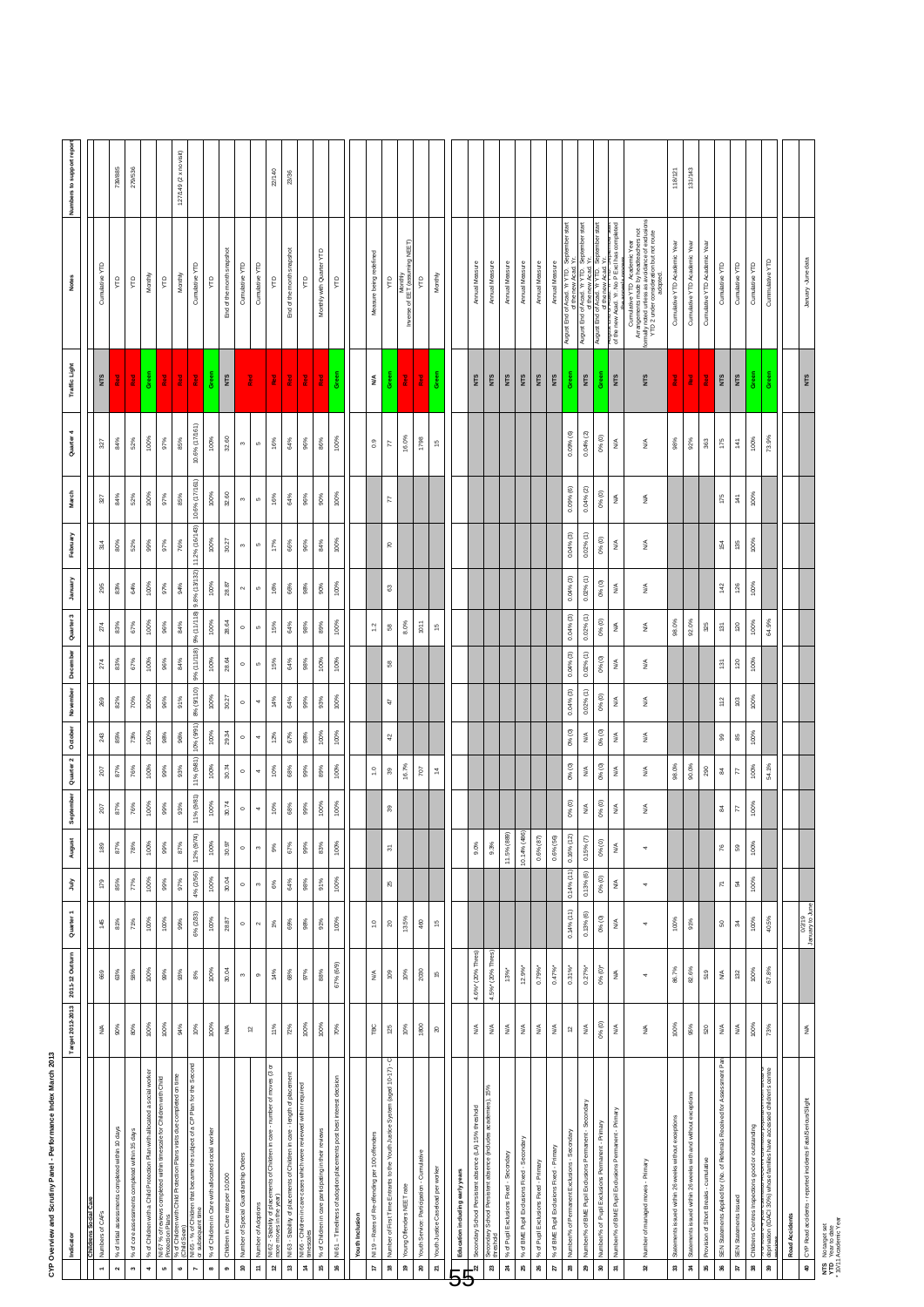# CYP Overview and Scrutiny Panel - Performance Index March 2013

| | Indicator | Target 2012-2013 | 2011-12 Outturn | Quarter 1 | July | August | September | Quarter 2 | October | November | December | Quarter 3 | January | February | March | Quarter 4 | Traffic Light | Notes | Numbers to support report |
|---|---|---|---|---|---|---|---|---|---|---|---|---|---|---|---|---|---|---|---|
| | **Childrens Social Care** | | | | | | | | | | | | | | | | | | |
| 1 | Numbers of CAFs | N/A | 669 | 145 | 179 | 189 | 207 | 207 | 243 | 269 | 274 | 274 | 295 | 314 | 327 | 327 | NTS | Cumulative YTD | |
| 2 | % of initial assessments completed within 10 days | 90% | 83% | 81% | 85% | 87% | 87% | 87% | 89% | 82% | 83% | 83% | 83% | 80% | 84% | 84% | Red | YTD | 730/885 |
| 3 | % of core assessments completed within 35 days | 80% | 58% | 73% | 77% | 78% | 76% | 76% | 73% | 70% | 67% | 67% | 64% | 52% | 52% | 52% | Red | YTD | 276/536 |
| 4 | % of Children with a Child Protection Plan with allocated a social worker | 100% | 100% | 100% | 100% | 100% | 100% | 100% | 100% | 100% | 100% | 100% | 100% | 99% | 100% | 100% | Green | Monthly | |
| 5 | NI 67 % of reviews completed within timescale for Children with Child Protection Plans | 100% | 99% | 100% | 99% | 99% | 99% | 100% | 98% | 96% | 96% | 96% | 97% | 97% | 97% | 97% | Red | YTD | |
| 6 | % of Children with Child Protection Plans visits due completed on time (Child Seen) | 94% | 93% | 99% | 97% | 87% | 93% | 93% | 98% | 91% | 84% | 84% | 94% | 76% | 85% | 85% | Red | Monthly | 127/149 (2 x no visit) |
| 7 | NI 65 - % of Children that became the subject of a CP Plan for the Second or subsequent time | 10% | 8% | 6% (3/33) | 4% (2/56) | 12% (8/74) | 11% (9/83) | 11% (9/81) | 10% (9/91) | 8% (9/110) | 9% (11/118) | 8% (11/118) | 9.8% (13/132) | 11.2% (16/143) | 10.6% (17/161) | 10.6% (17/161) | Red | Cumulative YTD | |
| 8 | % of Children in Care with allocated social worker | 100% | 100% | 100% | 100% | 100% | 100% | 100% | 100% | 100% | 100% | 100% | 100% | 100% | 100% | 100% | Green | YTD | |
| 9 | Children in Care rate per 10,000 | N/A | 30.04 | 28.87 | 30.04 | 30.97 | 30.74 | 30.74 | 29.34 | 30.27 | 28.64 | 28.64 | 28.87 | 30.27 | 32.60 | 32.60 | NTS | End of the month snapshot | |
| 10 | Number of Special Guardianship Orders | 12 | 3 | 0 | 0 | 0 | 0 | 0 | 0 | 0 | 0 | 0 | 2 | 3 | 3 | 3 | Red | Cumulative YTD | |
| 11 | Number of Adoptions | | 9 | 2 | 3 | 3 | 4 | 4 | 4 | 4 | 5 | 5 | 5 | 5 | 5 | 5 | | Cumulative YTD | |
| 12 | NI 62 - Stability of placements of Children in care - number of moves (3 or more moves in the year) | 11% | 14% | 3% | 6% | 9% | 10% | 10% | 12% | 14% | 15% | 15% | 16% | 17% | 16% | 16% | Red | YTD | 22/140 |
| 13 | NI 63 - Stability of placements of children in care - length of placement | 72% | 68% | 69% | 64% | 67% | 68% | 68% | 67% | 64% | 64% | 64% | 68% | 66% | 64% | 64% | Red | End of the month snapshot | 23/36 |
| 14 | NI 66 - Children in care cases which were reviewed within required timescales | 100% | 97% | 98% | 98% | 99% | 99% | 99% | 98% | 99% | 98% | 98% | 98% | 96% | 96% | 96% | Red | YTD | |
| 15 | % of Children in care participating in their reviews | 100% | 88% | 93% | 91% | 83% | 100% | 89% | 100% | 93% | 100% | 89% | 90% | 84% | 90% | 86% | Red | Monthly with Quarter YTD | |
| 16 | NI 61 - Timeliness of adoption placements post best interest decision | 70% | 67% (6/9) | 100% | 100% | 100% | 100% | 100% | 100% | 100% | 100% | 100% | 100% | 100% | 100% | 100% | Green | YTD | |
| | **Youth Inclusion** | | | | | | | | | | | | | | | | | | |
| 17 | NI 19 - Rates of Re-offending per 100 offenders | TBC | N/A | 1.0 | | | | 1.0 | | | | 1.2 | | | | 0.9 | N/A | Measure being redefined | |
| 18 | Number of First Time Entrants to the Youth Justice System (aged 10-17) - C | 125 | 109 | 20 | 25 | 31 | 39 | 39 | 42 | 47 | 58 | 58 | 63 | 70 | 77 | 77 | Green | YTD | |
| 19 | Young Offenders NEET rate | 10% | 10% | 13.5% | | | | 16.7% | | | | 8.0% | | | | 16.0% | Red | Monthly Inverse of EET (assuming NEET) | |
| 20 | Youth Service: Participation - Cumulative | 1800 | 2080 | 460 | | | | 707 | | | | 1011 | | | | 1798 | Red | YTD | |
| 21 | Youth Justice Caseload per worker | 20 | 15 | 15 | | | | 14 | | | | 15 | | | | 15 | Green | Monthly | |
| | **Education including early years** | | | | | | | | | | | | | | | | | | |
| 22 | Secondary School Persistent absence (LA) 15% threshold | N/A | 4.6%* (20% Thres) | | | 9.0% | | | | | | | | | | | NTS | Annual Measure | |
| 23 | Secondary School Persistent absence (includes academies). 15% threshold | N/A | 4.5%* (20% Thres) | | | 9.3% | | | | | | | | | | | NTS | Annual Measure | |
| 24 | % of Pupil Exclusions Fixed - Secondary | N/A | 13%* | | | 11.5% (688) | | | | | | | | | | | NTS | Annual Measure | |
| 25 | % of BME Pupil Exclusions Fixed - Secondary | N/A | 12.9%* | | | 10.14% (486) | | | | | | | | | | | NTS | Annual Measure | |
| 26 | % of Pupil Exclusions Fixed - Primary | N/A | 0.79%* | | | 0.6% (87) | | | | | | | | | | | NTS | Annual Measure | |
| 27 | % of BME Pupil Exclusions Fixed - Primary | N/A | 0.47%* | | | 0.6% (56) | | | | | | | | | | | NTS | Annual Measure | |
| 28 | Number/% of Permanent Exclusions - Secondary | 12 | 0.31%* | 0.14% (11) | 0.14% (11) | 0.16% (12) | 0% (0) | 0% (0) | 0% (0) | 0.04% (3) | 0.04% (3) | 0.04% (3) | 0.04% (3) | 0.04% (3) | 0.09% (6) | 0.09% (6) | Green | August End of Acad. Yr YTD. September start of the new Acad. Yr | |
| 29 | Number/% of BME Pupil Exclusions Permanent - Secondary | N/A | 0.27%* | 0.13% (6) | 0.13% (6) | 0.15% (7) | N/A | N/A | N/A | 0.02% (1) | 0.02% (1) | 0.02% (1) | 0.02% (1) | 0.02% (1) | 0.04% (2) | 0.04% (2) | NTS | August End of Acad. Yr YTD. September start of the new Acad. Yr | |
| 30 | Number/% of Pupil Exclusions Permanent - Primary | 0% (0) | 0% (0)* | 0% (0) | 0% (0) | 0% (0) | 0% (0) | 0% (0) | 0% (0) | 0% (0) | 0% (0) | 0% (0) | 0% (0) | 0% (0) | 0% (0) | 0% (0) | Green | August End of Acad. Yr YTD. September start of the new Acad. Yr | |
| 31 | Number/% of BME Pupil Exclusions Permanent - Primary | N/A | N/A | N/A | N/A | N/A | N/A | N/A | N/A | N/A | N/A | N/A | N/A | N/A | N/A | N/A | NTS | August End of Acad. Yr YTD. September start of the new Acad. Yr. No P Excl has completed | |
| 32 | Number of managed moves - Primary | N/A | 4 | 4 | 4 | 4 | N/A | N/A | N/A | N/A | N/A | N/A | N/A | N/A | N/A | N/A | NTS | Cumulative YTD Academic Year. Arrangements made by headteachers not formally noted unless as avoidance of exclusions YTD 2 under consideration but not route adopted. | |
| 33 | Statements issued within 26 weeks without exceptions | 100% | 86.7% | 100% | | | | 98.0% | | | | 98.0% | | | | 98% | Red | Cumulative YTD Academic Year | 118/121 |
| 34 | Statements issued within 26 weeks with and without exceptions | 95% | 82.6% | 91% | | | | 90.0% | | | | 92.0% | | | | 92% | Red | Cumulative YTD Academic Year | 131/143 |
| 35 | Provision of Short Breaks - cumulative | 520 | 519 | | | | | 290 | | | | 325 | | | | 363 | Red | Cumulative YTD Academic Year | |
| 36 | SEN Statements Applied for (No. of Referrals Received for Assessment Pan) | N/A | N/A | 50 | 71 | 76 | 84 | 84 | 99 | 112 | 131 | 131 | 142 | 154 | 175 | 175 | NTS | Cumulative YTD | |
| 37 | SEN Statements Issued | N/A | 132 | 34 | 54 | 59 | 77 | 77 | 85 | 103 | 120 | 120 | 126 | 135 | 141 | 141 | NTS | Cumulative YTD | |
| 38 | Childrens Centres inspections good or outstanding | 100% | 100% | 100% | 100% | 100% | 100% | 100% | 100% | 100% | 100% | 100% | 100% | 100% | 100% | 100% | Green | Cumulative YTD | |
| 39 | % of Children in the most deprived (IDACI) 30% whose families have accessed childrens centre services | 73% | 67.8% | 40.5% | | | | 54.1% | | | | 64.9% | | | | 73.9% | Green | Cumulative YTD | |
| | **Road Accidents** | | | | | | | | | | | | | | | | | | |
| 40 | CYP Road accidents - reported incidents Fatal/Serious/Slight | N/A | | 0/2/19 January to June | | | | | | | | | | | | | NTS | January - June data | |

**NTS** Not target set
**YTD** Year to date
* 10/11 Academic Year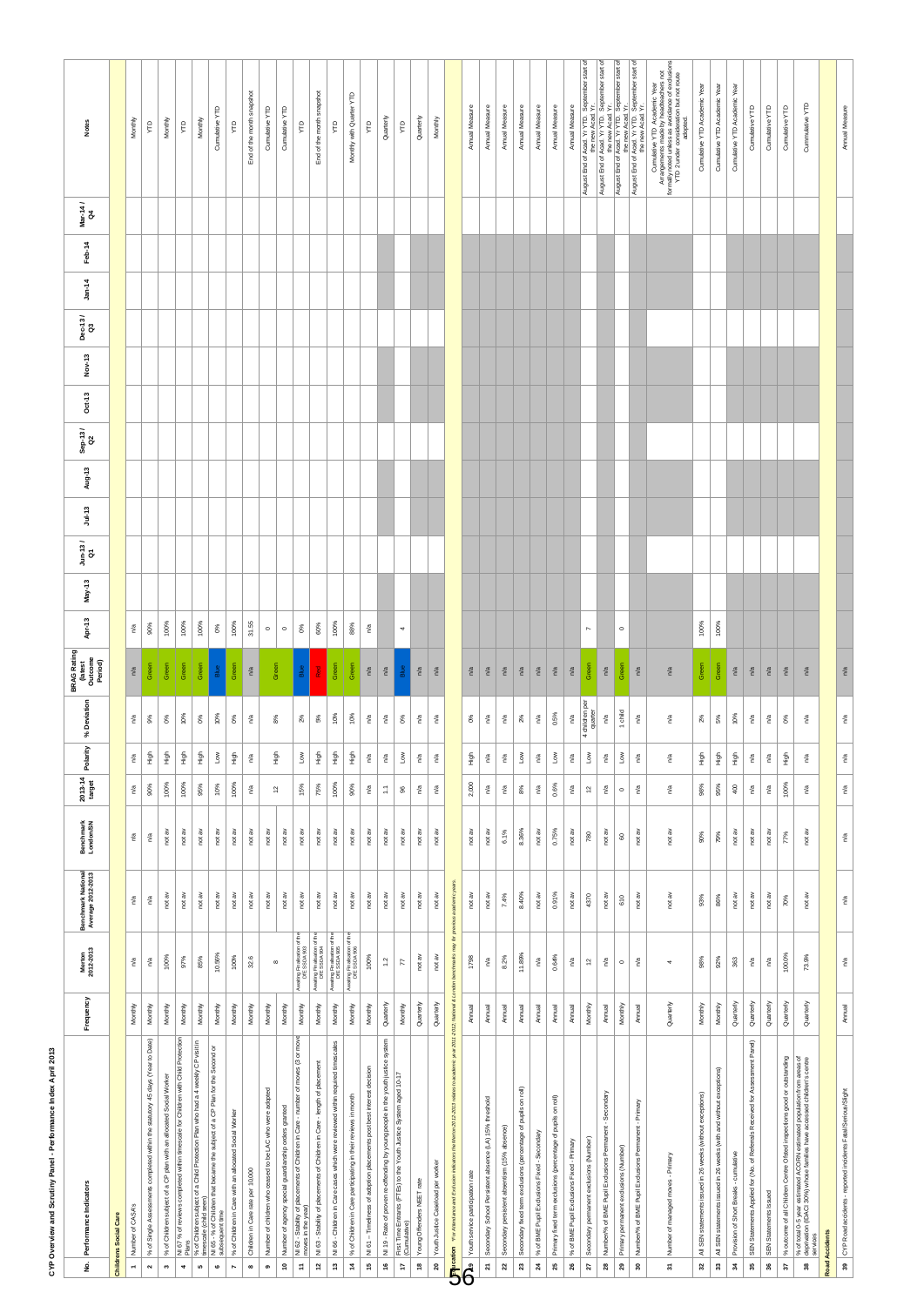# CYP Overview and Scrutiny Panel - Performance Index April 2013

| No. | Performance Indicators | Frequency | Merton 2012-2013 | Benchmark National Average 2012-2013 | Benchmark London/SN | 2013-14 target | Polarity | % Deviation | BRAG Rating (latest Outcome Period) | Apr-13 | May-13 | Jun-13 / Q1 | Jul-13 | Aug-13 | Sep-13 / Q2 | Oct-13 | Nov-13 | Dec-13 / Q3 | Jan-14 | Feb-14 | Mar-14 / Q4 | Notes |
|---|---|---|---|---|---|---|---|---|---|---|---|---|---|---|---|---|---|---|---|---|---|---|
| **Childrens Social Care** | | | | | | | | | | | | | | | | | | | | | | |
| 1 | Number of CASA's | Monthly | n/a | n/a | n/a | n/a | n/a | n/a | n/a | n/a | | | | | | | | | | | | Monthly |
| 2 | % of Single Assessments completed within the statutory 45 days (Year to Date) | Monthly | n/a | n/a | n/a | 90% | High | 9% | Green | 90% | | | | | | | | | | | | YTD |
| 3 | % of Children subject of a CP plan with an allocated Social Worker | Monthly | 100% | not av | not av | 100% | High | 0% | Green | 100% | | | | | | | | | | | | Monthly |
| 4 | NI 67 % of reviews completed within timescale for Children with Child Protection Plans | Monthly | 97% | not av | not av | 100% | High | 10% | Green | 100% | | | | | | | | | | | | YTD |
| 5 | % of Children subject of a Child Protection Plan who had a 4 weekly CP visit in timescale (child seen) | Monthly | 85% | not av | not av | 95% | High | 0% | Green | 100% | | | | | | | | | | | | Monthly |
| 6 | NI 65 - % of Children that became the subject of a CP Plan for the Second or subsequent time | Monthly | 10.56% | not av | not av | 10% | Low | 10% | Blue | 0% | | | | | | | | | | | | Cumulative YTD |
| 7 | % of Children in Care with an allocated Social Worker | Monthly | 100% | not av | not av | 100% | High | 0% | Green | 100% | | | | | | | | | | | | YTD |
| 8 | Children in Care rate per 10000 | Monthly | 32.6 | not av | not av | n/a | n/a | n/a | n/a | 31.55 | | | | | | | | | | | | End of the month snapshot |
| 9 | Number of children who ceased to be LAC who were adopted | Monthly | 8 | not av | not av | 12 | High | 8% | Green | 0 | | | | | | | | | | | | Cumulative YTD |
| 10 | Number of agency special guardianship orders granted | Monthly | | not av | not av | | | | | 0 | | | | | | | | | | | | Cumulative YTD |
| 11 | NI 62 - Stability of placements of Children in Care - number of moves (3 or more moves in the year) | Monthly | Awaiting Finalisation of the DfE SSDA 903 | not av | not av | 15% | Low | 2% | Blue | 0% | | | | | | | | | | | | YTD |
| 12 | NI 63 - Stability of placements of Children in Care - length of placement | Monthly | Awaiting Finalisation of the DfE SSDA 904 | not av | not av | 75% | High | 5% | Red | 60% | | | | | | | | | | | | End of the month snapshot |
| 13 | NI 66 - Children in Care cases which were reviewed within required timescales | Monthly | Awaiting Finalisation of the DfE SSDA 905 | not av | not av | 100% | High | 10% | Green | 100% | | | | | | | | | | | | YTD |
| 14 | % of Children in Care participating in their reviews in month | Monthly | Awaiting Finalisation of the DfE SSDA 906 | not av | not av | 90% | High | 10% | Green | 88% | | | | | | | | | | | | Monthly with Quarter YTD |
| 15 | NI 61 – Timeliness of adoption placements post best interest decision | Monthly | 100% | not av | not av | n/a | n/a | n/a | n/a | n/a | | | | | | | | | | | | YTD |
| 16 | NI 19 - Rate of proven re-offending by young people in the youth justice system | Quarterly | 1.2 | not av | not av | 1.1 | n/a | n/a | n/a | | | | | | | | | | | | | Quarterly |
| 17 | First Time Entrants (FTEs) to the Youth Justice System aged 10-17 (Cumulative) | Monthly | 77 | not av | not av | 95 | Low | 0% | Blue | 4 | | | | | | | | | | | | YTD |
| 18 | Young Offenders NEET rate | Quarterly | not av | not av | not av | n/a | n/a | n/a | n/a | | | | | | | | | | | | | Quarterly |
| 19 | Youth Justice Caseload per worker | Quarterly | not av | not av | not av | n/a | n/a | n/a | n/a | | | | | | | | | | | | | Monthly |
| **Education** *For Attendance and Exclusion indicators the Merton 2012-2013 relates to academic year 2011-2012. National & London benchmarks may be previous academic years.* | | | | | | | | | | | | | | | | | | | | | | |
| 19 | Youth service participation rate | Annual | 1798 | not av | not av | 2,000 | High | 0% | n/a | | | | | | | | | | | | | Annual Measure |
| 21 | Secondary School Persistent absence (LA) 15% threshold | Annual | n/a | not av | not av | n/a | n/a | n/a | n/a | | | | | | | | | | | | | Annual Measure |
| 22 | Secondary persistent absentism (15% absence) | Annual | 8.2% | 7.4% | 6.1% | n/a | n/a | n/a | n/a | | | | | | | | | | | | | Annual Measure |
| 23 | Secondary fixed term exclusions (percentage of pupils on roll) | Annual | 11.88% | 8.40% | 8.36% | 8% | Low | 2% | n/a | | | | | | | | | | | | | Annual Measure |
| 24 | % of BME Pupil Exclusions Fixed - Secondary | Annual | n/a | not av | not av | n/a | n/a | n/a | n/a | | | | | | | | | | | | | Annual Measure |
| 25 | Primary fixed term exclusions (percentage of pupils on roll) | Annual | 0.64% | 0.91% | 0.75% | 0.6% | Low | 0.5% | n/a | | | | | | | | | | | | | Annual Measure |
| 26 | % of BME Pupil Exclusions Fixed - Primary | Annual | n/a | not av | not av | n/a | n/a | n/a | n/a | | | | | | | | | | | | | Annual Measure |
| 27 | Secondary permanent exclusions (Number) | Monthly | 12 | 4370 | 780 | 12 | Low | 4 children per quarter | Green | 7 | | | | | | | | | | | | August End of Acad. Yr YTD. September start of the new Acad. Yr. |
| 28 | Number/% of BME Pupil Exclusions Permanent - Secondary | Annual | n/a | not av | not av | n/a | n/a | n/a | n/a | | | | | | | | | | | | | August End of Acad. Yr YTD. September start of the new Acad. Yr. |
| 29 | Primary permanent exclusions (Number) | Monthly | 0 | 610 | 60 | 0 | Low | 1 child | Green | 0 | | | | | | | | | | | | August End of Acad. Yr YTD. September start of the new Acad. Yr. |
| 30 | Number/% of BME Pupil Exclusions Permanent - Primary | Annual | n/a | not av | not av | n/a | n/a | n/a | n/a | | | | | | | | | | | | | August End of Acad. Yr YTD. September start of the new Acad. Yr. |
| 31 | Number of managed moves - Primary | Quarterly | 4 | not av | not av | n/a | n/a | n/a | n/a | | | | | | | | | | | | | Cumulative YTD Academic Year. Arrangements made by headteachers not formally noted unless as avoidance of exclusions YTD 2 under consideration but not route adopted. |
| 32 | All SEN statements issued in 26 weeks (without exceptions) | Monthly | 98% | 93% | 90% | 98% | High | 2% | Green | 100% | | | | | | | | | | | | Cumulative YTD Academic Year |
| 33 | All SEN statements issued in 26 weeks (with and without exceptions) | Monthly | 92% | 86% | 79% | 95% | High | 5% | Green | 100% | | | | | | | | | | | | Cumulative YTD Academic Year |
| 34 | Provision of Short Breaks - cumulative | Quarterly | 363 | not av | not av | 400 | High | 10% | n/a | | | | | | | | | | | | | Cumulative YTD Academic Year |
| 35 | SEN Statements Applied for (No. of Referrals Received for Assessment Panel) | Quarterly | n/a | not av | not av | n/a | n/a | n/a | n/a | | | | | | | | | | | | | Cumulative YTD |
| 36 | SEN Statements Issued | Quarterly | n/a | not av | not av | n/a | n/a | n/a | n/a | | | | | | | | | | | | | Cumulative YTD |
| 37 | % outcome of all Children Centre Ofsted inspections good or outstanding | Quarterly | 1000% | 70% | 77% | 100% | High | 0% | n/a | | | | | | | | | | | | | Cumulative YTD |
| 38 | % of total 0-5 year estimated ACORN estimated population from areas of deprivation (IDACI 30%) whose families have accessed children's centre services | Quarterly | 73.9% | not av | not av | n/a | n/a | n/a | n/a | | | | | | | | | | | | | Cummulative YTD |
| **Road Accidents** | | | | | | | | | | | | | | | | | | | | | | |
| 39 | CYP Road accidents - reported incidents Fatal/Serious/Slight | Annual | n/a | n/a | n/a | n/a | n/a | n/a | n/a | | | | | | | | | | | | | Annual Measure |